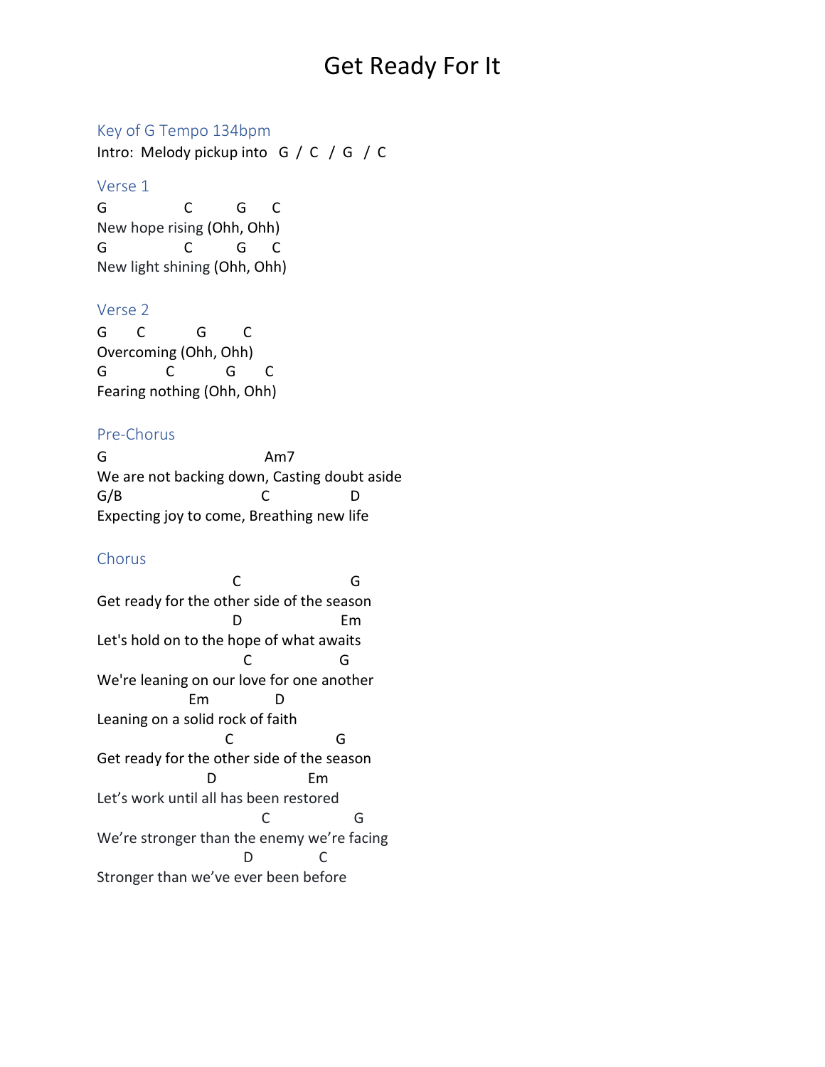# Get Ready For It

## Key of G Tempo 134bpm

Intro: Melody pickup into G / C / G / C

## Verse 1

```
G             C         G     C
New hope rising (Ohh, Ohh)
G             C         G     C
New light shining (Ohh, Ohh)
```

## Verse 2

```
G     C          G       C
Overcoming (Ohh, Ohh)
G          C          G     C
Fearing nothing (Ohh, Ohh)
```

## Pre-Chorus

```
G                             Am7
We are not backing down, Casting doubt aside
G/B                          C              D
Expecting joy to come, Breathing new life
```

## Chorus

```
                          C                     G
Get ready for the other side of the season
                          D                   Em
Let's hold on to the hope of what awaits
                            C                 G
We're leaning on our love for one another
                 Em               D
Leaning on a solid rock of faith
                        C                    G
Get ready for the other side of the season
                    D                  Em
Let's work until all has been restored
                              C                 G
We're stronger than the enemy we're facing
                         D              C
Stronger than we've ever been before
```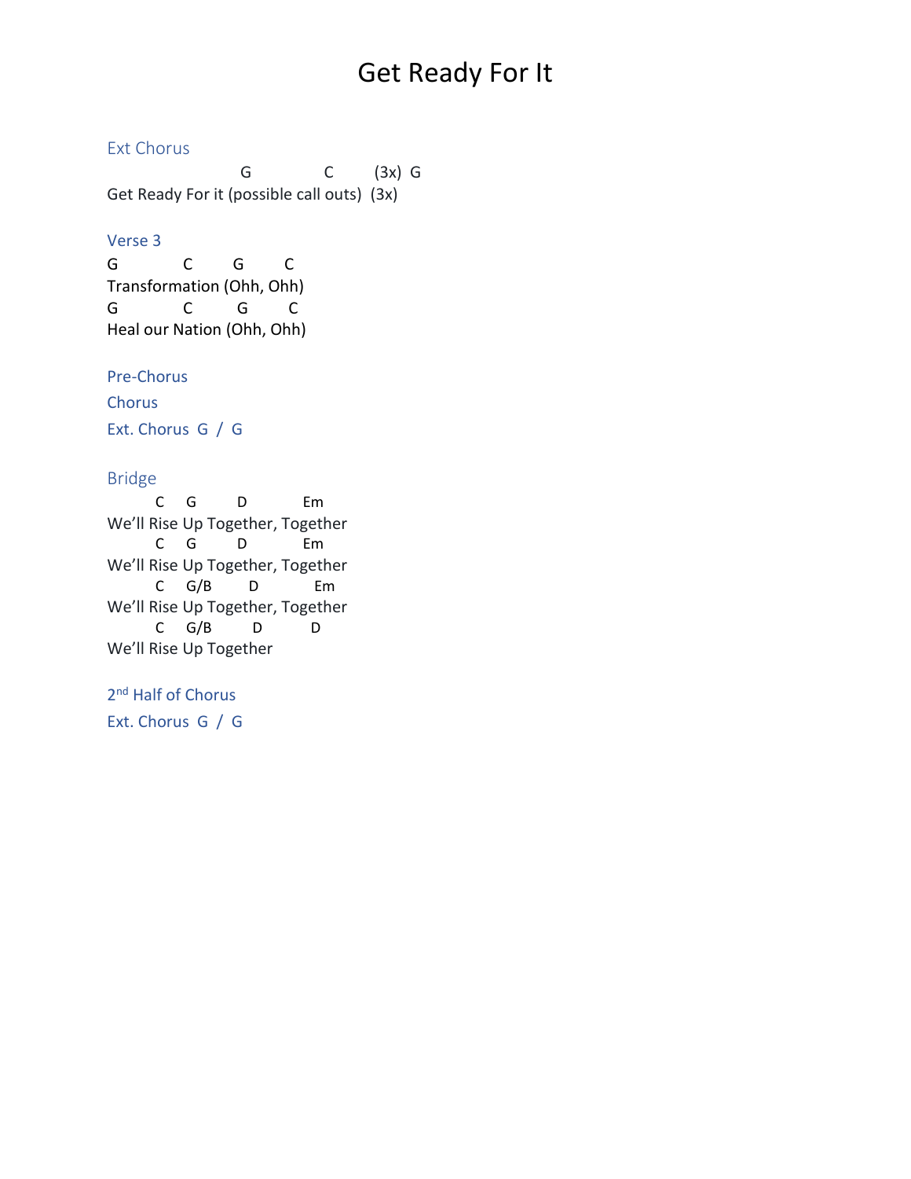# Get Ready For It

### Ext Chorus

```
                    G            C        (3x)  G
Get Ready For it (possible call outs)  (3x)
```

### Verse 3

```
G          C        G        C
Transformation (Ohh, Ohh)
G          C        G        C
Heal our Nation (Ohh, Ohh)
```

### Pre-Chorus

### Chorus

### Ext. Chorus G / G

### Bridge

```
        C    G        D          Em
We'll Rise Up Together, Together
        C    G        D          Em
We'll Rise Up Together, Together
        C    G/B       D          Em
We'll Rise Up Together, Together
        C    G/B       D         D
We'll Rise Up Together
```

### 2nd Half of Chorus

### Ext. Chorus G / G